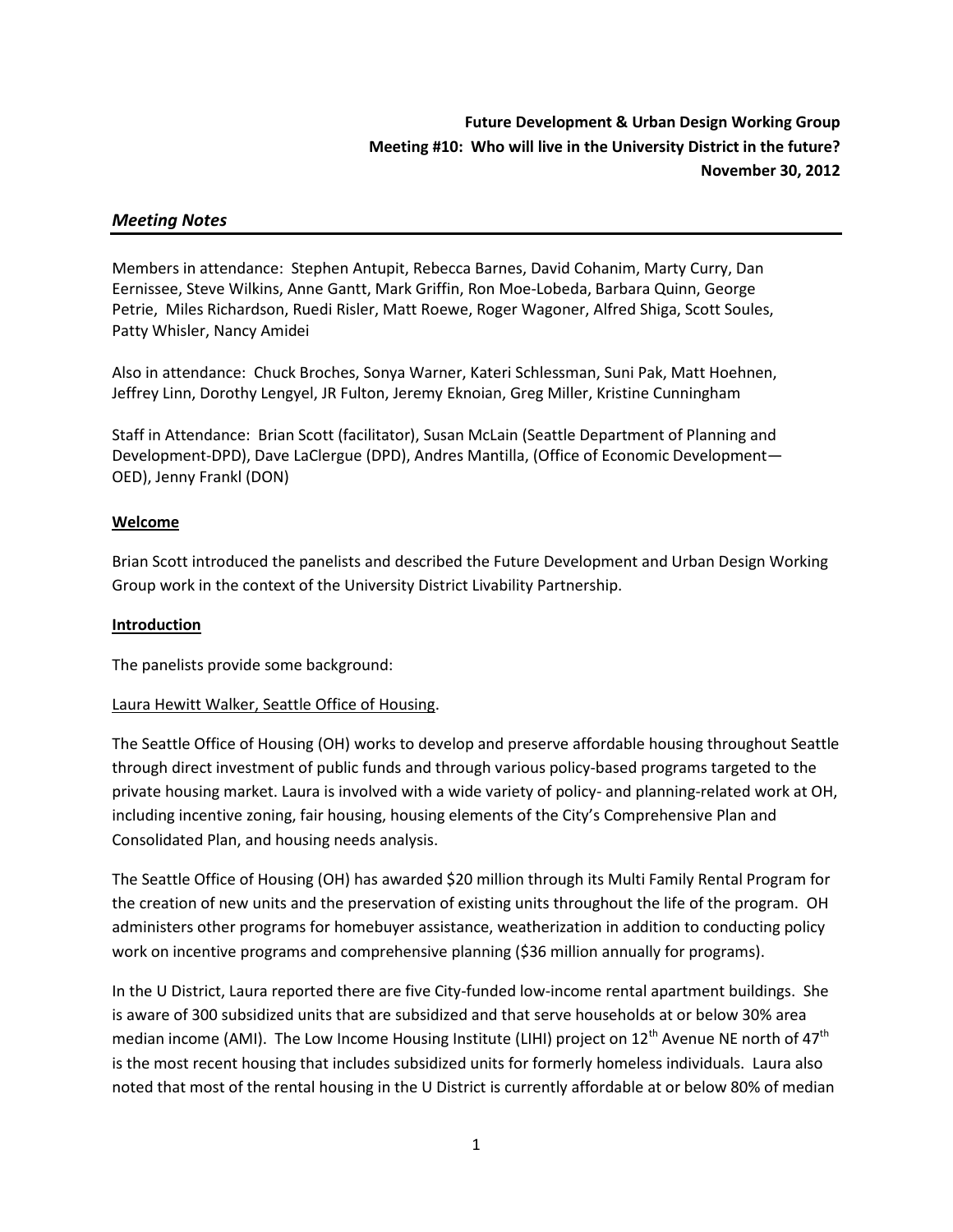**Future Development & Urban Design Working Group**
**Meeting #10: Who will live in the University District in the future?**
**November 30, 2012**

## *Meeting Notes*

Members in attendance: Stephen Antupit, Rebecca Barnes, David Cohanim, Marty Curry, Dan Eernissee, Steve Wilkins, Anne Gantt, Mark Griffin, Ron Moe-Lobeda, Barbara Quinn, George Petrie, Miles Richardson, Ruedi Risler, Matt Roewe, Roger Wagoner, Alfred Shiga, Scott Soules, Patty Whisler, Nancy Amidei

Also in attendance: Chuck Broches, Sonya Warner, Kateri Schlessman, Suni Pak, Matt Hoehnen, Jeffrey Linn, Dorothy Lengyel, JR Fulton, Jeremy Eknoian, Greg Miller, Kristine Cunningham

Staff in Attendance: Brian Scott (facilitator), Susan McLain (Seattle Department of Planning and Development-DPD), Dave LaClergue (DPD), Andres Mantilla, (Office of Economic Development—OED), Jenny Frankl (DON)

### Welcome

Brian Scott introduced the panelists and described the Future Development and Urban Design Working Group work in the context of the University District Livability Partnership.

### Introduction

The panelists provide some background:

Laura Hewitt Walker, Seattle Office of Housing.

The Seattle Office of Housing (OH) works to develop and preserve affordable housing throughout Seattle through direct investment of public funds and through various policy-based programs targeted to the private housing market. Laura is involved with a wide variety of policy- and planning-related work at OH, including incentive zoning, fair housing, housing elements of the City's Comprehensive Plan and Consolidated Plan, and housing needs analysis.

The Seattle Office of Housing (OH) has awarded $20 million through its Multi Family Rental Program for the creation of new units and the preservation of existing units throughout the life of the program. OH administers other programs for homebuyer assistance, weatherization in addition to conducting policy work on incentive programs and comprehensive planning ($36 million annually for programs).

In the U District, Laura reported there are five City-funded low-income rental apartment buildings. She is aware of 300 subsidized units that are subsidized and that serve households at or below 30% area median income (AMI). The Low Income Housing Institute (LIHI) project on 12th Avenue NE north of 47th is the most recent housing that includes subsidized units for formerly homeless individuals. Laura also noted that most of the rental housing in the U District is currently affordable at or below 80% of median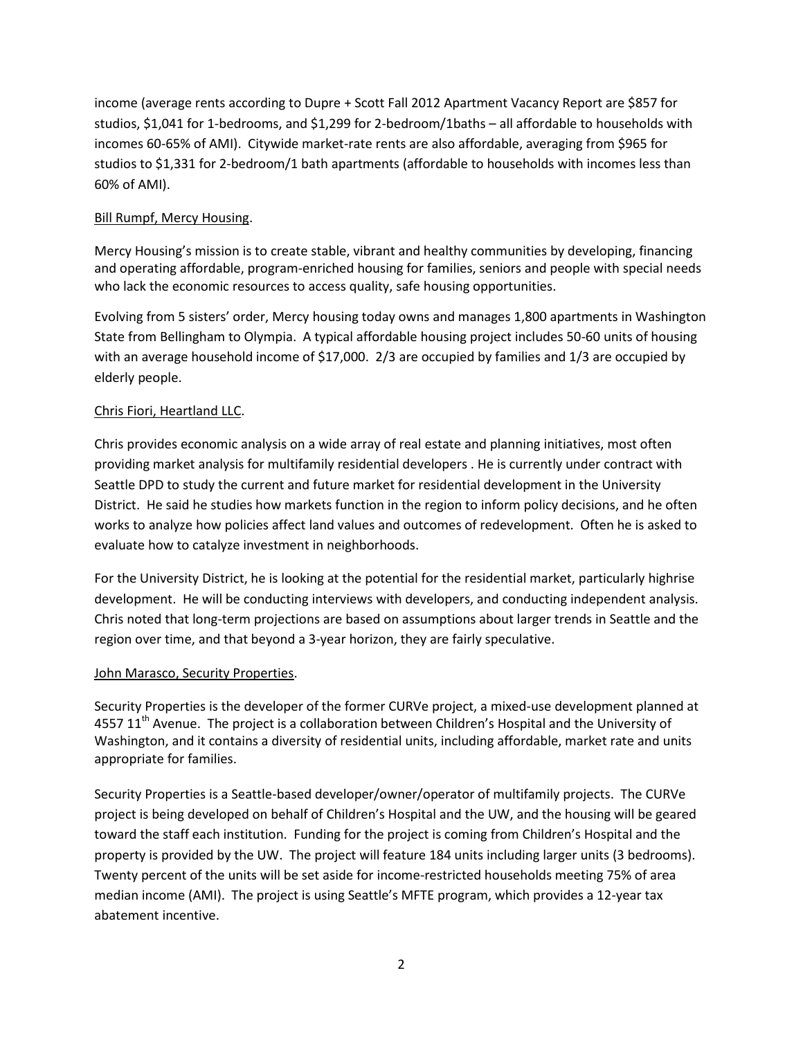income (average rents according to Dupre + Scott Fall 2012 Apartment Vacancy Report are $857 for studios, $1,041 for 1-bedrooms, and $1,299 for 2-bedroom/1baths – all affordable to households with incomes 60-65% of AMI). Citywide market-rate rents are also affordable, averaging from $965 for studios to $1,331 for 2-bedroom/1 bath apartments (affordable to households with incomes less than 60% of AMI).

Bill Rumpf, Mercy Housing.

Mercy Housing's mission is to create stable, vibrant and healthy communities by developing, financing and operating affordable, program-enriched housing for families, seniors and people with special needs who lack the economic resources to access quality, safe housing opportunities.

Evolving from 5 sisters' order, Mercy housing today owns and manages 1,800 apartments in Washington State from Bellingham to Olympia. A typical affordable housing project includes 50-60 units of housing with an average household income of $17,000. 2/3 are occupied by families and 1/3 are occupied by elderly people.

Chris Fiori, Heartland LLC.

Chris provides economic analysis on a wide array of real estate and planning initiatives, most often providing market analysis for multifamily residential developers . He is currently under contract with Seattle DPD to study the current and future market for residential development in the University District. He said he studies how markets function in the region to inform policy decisions, and he often works to analyze how policies affect land values and outcomes of redevelopment. Often he is asked to evaluate how to catalyze investment in neighborhoods.

For the University District, he is looking at the potential for the residential market, particularly highrise development. He will be conducting interviews with developers, and conducting independent analysis. Chris noted that long-term projections are based on assumptions about larger trends in Seattle and the region over time, and that beyond a 3-year horizon, they are fairly speculative.

John Marasco, Security Properties.

Security Properties is the developer of the former CURVe project, a mixed-use development planned at 4557 11th Avenue. The project is a collaboration between Children's Hospital and the University of Washington, and it contains a diversity of residential units, including affordable, market rate and units appropriate for families.

Security Properties is a Seattle-based developer/owner/operator of multifamily projects. The CURVe project is being developed on behalf of Children's Hospital and the UW, and the housing will be geared toward the staff each institution. Funding for the project is coming from Children's Hospital and the property is provided by the UW. The project will feature 184 units including larger units (3 bedrooms). Twenty percent of the units will be set aside for income-restricted households meeting 75% of area median income (AMI). The project is using Seattle's MFTE program, which provides a 12-year tax abatement incentive.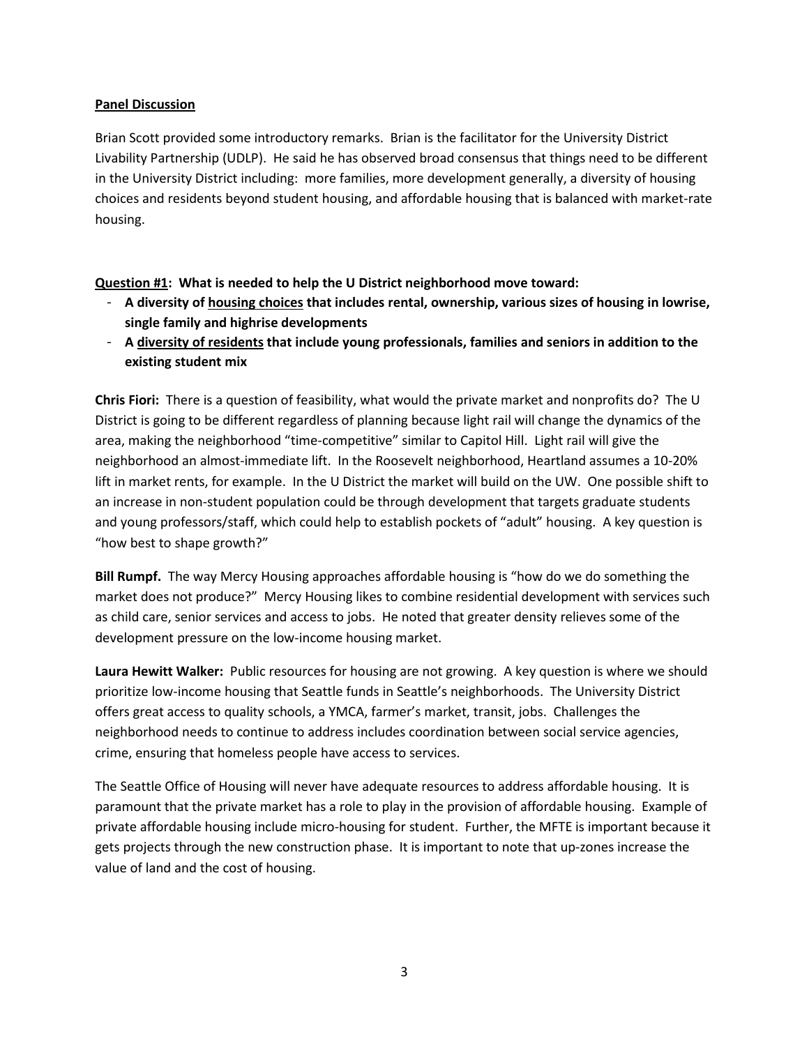**<u>Panel Discussion</u>**

Brian Scott provided some introductory remarks. Brian is the facilitator for the University District Livability Partnership (UDLP). He said he has observed broad consensus that things need to be different in the University District including: more families, more development generally, a diversity of housing choices and residents beyond student housing, and affordable housing that is balanced with market-rate housing.

**<u>Question #1</u>: What is needed to help the U District neighborhood move toward:**

- **A diversity of <u>housing choices</u> that includes rental, ownership, various sizes of housing in lowrise, single family and highrise developments**
- **A <u>diversity of residents</u> that include young professionals, families and seniors in addition to the existing student mix**

**Chris Fiori:** There is a question of feasibility, what would the private market and nonprofits do? The U District is going to be different regardless of planning because light rail will change the dynamics of the area, making the neighborhood "time-competitive" similar to Capitol Hill. Light rail will give the neighborhood an almost-immediate lift. In the Roosevelt neighborhood, Heartland assumes a 10-20% lift in market rents, for example. In the U District the market will build on the UW. One possible shift to an increase in non-student population could be through development that targets graduate students and young professors/staff, which could help to establish pockets of "adult" housing. A key question is "how best to shape growth?"

**Bill Rumpf.** The way Mercy Housing approaches affordable housing is "how do we do something the market does not produce?" Mercy Housing likes to combine residential development with services such as child care, senior services and access to jobs. He noted that greater density relieves some of the development pressure on the low-income housing market.

**Laura Hewitt Walker:** Public resources for housing are not growing. A key question is where we should prioritize low-income housing that Seattle funds in Seattle's neighborhoods. The University District offers great access to quality schools, a YMCA, farmer's market, transit, jobs. Challenges the neighborhood needs to continue to address includes coordination between social service agencies, crime, ensuring that homeless people have access to services.

The Seattle Office of Housing will never have adequate resources to address affordable housing. It is paramount that the private market has a role to play in the provision of affordable housing. Example of private affordable housing include micro-housing for student. Further, the MFTE is important because it gets projects through the new construction phase. It is important to note that up-zones increase the value of land and the cost of housing.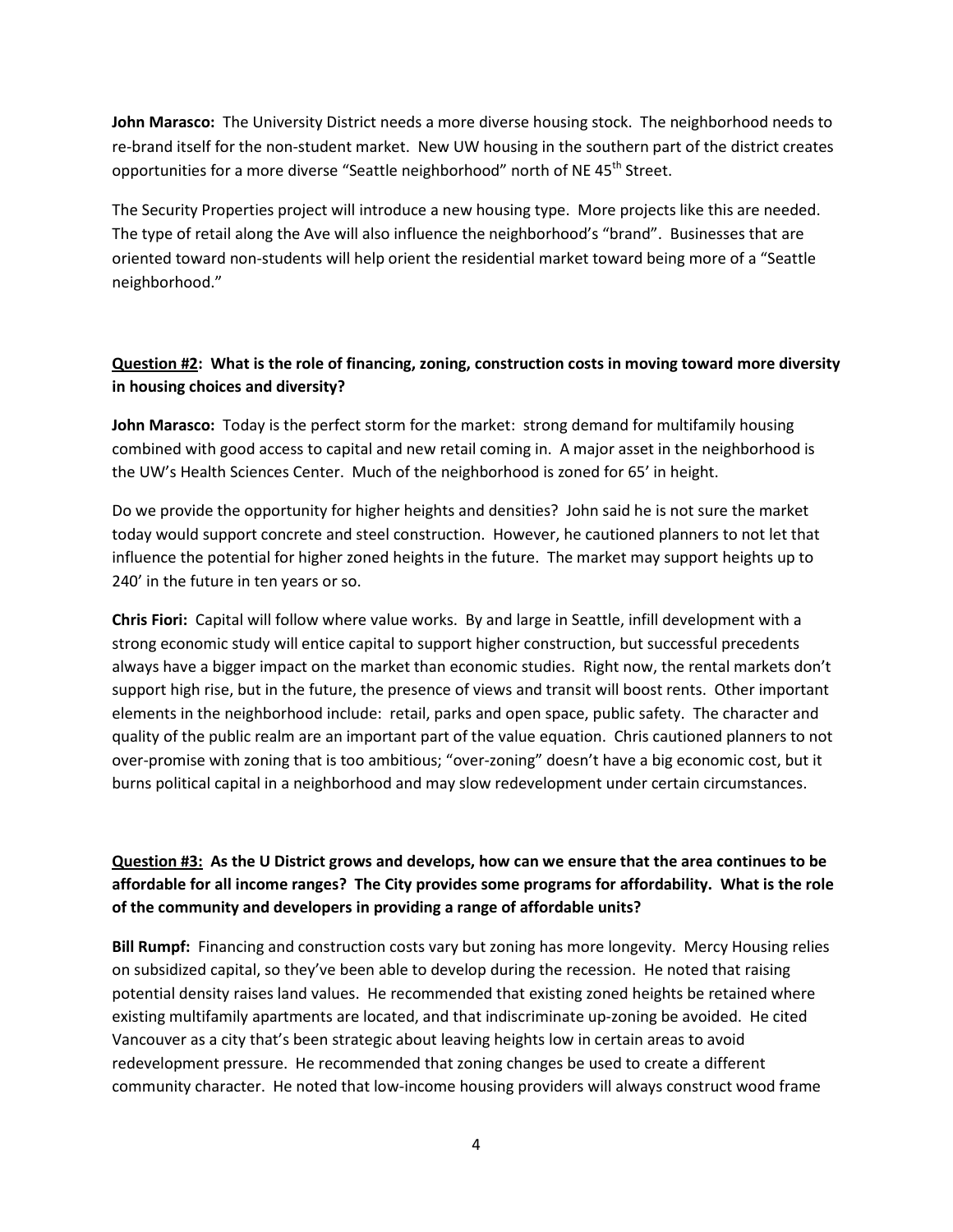**John Marasco:** The University District needs a more diverse housing stock. The neighborhood needs to re-brand itself for the non-student market. New UW housing in the southern part of the district creates opportunities for a more diverse "Seattle neighborhood" north of NE 45th Street.

The Security Properties project will introduce a new housing type. More projects like this are needed. The type of retail along the Ave will also influence the neighborhood's "brand". Businesses that are oriented toward non-students will help orient the residential market toward being more of a "Seattle neighborhood."

**Question #2: What is the role of financing, zoning, construction costs in moving toward more diversity in housing choices and diversity?**

**John Marasco:** Today is the perfect storm for the market: strong demand for multifamily housing combined with good access to capital and new retail coming in. A major asset in the neighborhood is the UW's Health Sciences Center. Much of the neighborhood is zoned for 65' in height.

Do we provide the opportunity for higher heights and densities? John said he is not sure the market today would support concrete and steel construction. However, he cautioned planners to not let that influence the potential for higher zoned heights in the future. The market may support heights up to 240' in the future in ten years or so.

**Chris Fiori:** Capital will follow where value works. By and large in Seattle, infill development with a strong economic study will entice capital to support higher construction, but successful precedents always have a bigger impact on the market than economic studies. Right now, the rental markets don't support high rise, but in the future, the presence of views and transit will boost rents. Other important elements in the neighborhood include: retail, parks and open space, public safety. The character and quality of the public realm are an important part of the value equation. Chris cautioned planners to not over-promise with zoning that is too ambitious; "over-zoning" doesn't have a big economic cost, but it burns political capital in a neighborhood and may slow redevelopment under certain circumstances.

**Question #3: As the U District grows and develops, how can we ensure that the area continues to be affordable for all income ranges? The City provides some programs for affordability. What is the role of the community and developers in providing a range of affordable units?**

**Bill Rumpf:** Financing and construction costs vary but zoning has more longevity. Mercy Housing relies on subsidized capital, so they've been able to develop during the recession. He noted that raising potential density raises land values. He recommended that existing zoned heights be retained where existing multifamily apartments are located, and that indiscriminate up-zoning be avoided. He cited Vancouver as a city that's been strategic about leaving heights low in certain areas to avoid redevelopment pressure. He recommended that zoning changes be used to create a different community character. He noted that low-income housing providers will always construct wood frame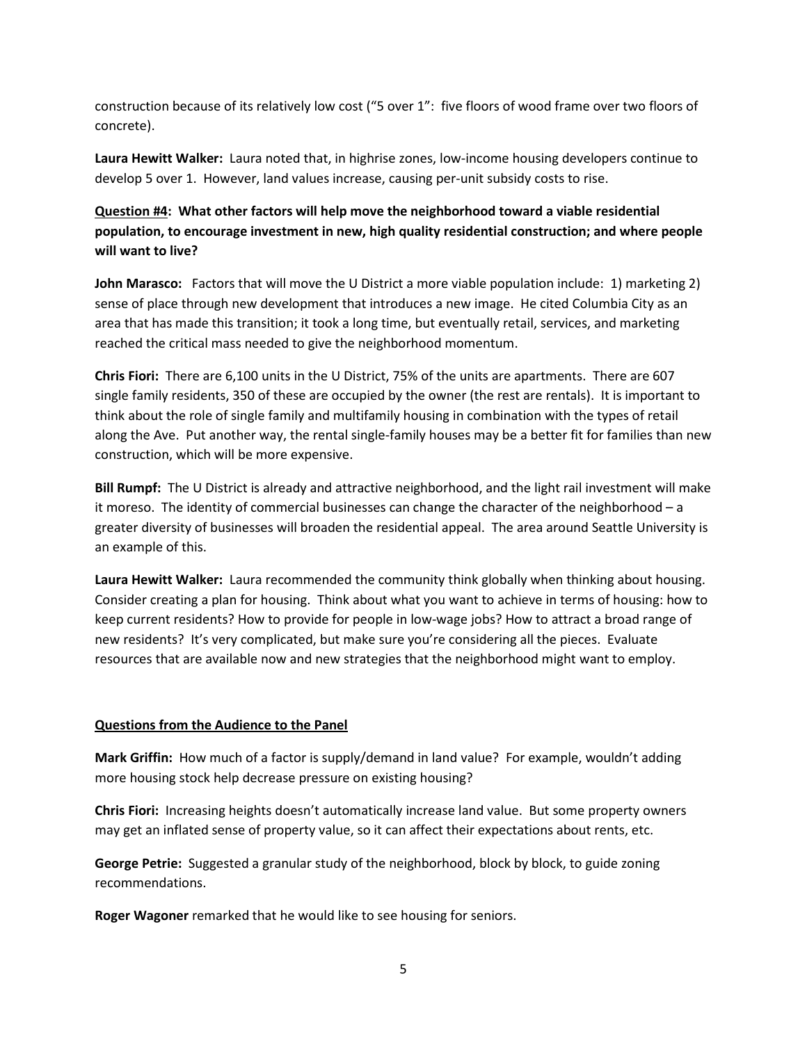construction because of its relatively low cost ("5 over 1": five floors of wood frame over two floors of concrete).

**Laura Hewitt Walker:** Laura noted that, in highrise zones, low-income housing developers continue to develop 5 over 1. However, land values increase, causing per-unit subsidy costs to rise.

**<u>Question #4</u>: What other factors will help move the neighborhood toward a viable residential population, to encourage investment in new, high quality residential construction; and where people will want to live?**

**John Marasco:** Factors that will move the U District a more viable population include: 1) marketing 2) sense of place through new development that introduces a new image. He cited Columbia City as an area that has made this transition; it took a long time, but eventually retail, services, and marketing reached the critical mass needed to give the neighborhood momentum.

**Chris Fiori:** There are 6,100 units in the U District, 75% of the units are apartments. There are 607 single family residents, 350 of these are occupied by the owner (the rest are rentals). It is important to think about the role of single family and multifamily housing in combination with the types of retail along the Ave. Put another way, the rental single-family houses may be a better fit for families than new construction, which will be more expensive.

**Bill Rumpf:** The U District is already and attractive neighborhood, and the light rail investment will make it moreso. The identity of commercial businesses can change the character of the neighborhood – a greater diversity of businesses will broaden the residential appeal. The area around Seattle University is an example of this.

**Laura Hewitt Walker:** Laura recommended the community think globally when thinking about housing. Consider creating a plan for housing. Think about what you want to achieve in terms of housing: how to keep current residents? How to provide for people in low-wage jobs? How to attract a broad range of new residents? It's very complicated, but make sure you're considering all the pieces. Evaluate resources that are available now and new strategies that the neighborhood might want to employ.

**<u>Questions from the Audience to the Panel</u>**

**Mark Griffin:** How much of a factor is supply/demand in land value? For example, wouldn't adding more housing stock help decrease pressure on existing housing?

**Chris Fiori:** Increasing heights doesn't automatically increase land value. But some property owners may get an inflated sense of property value, so it can affect their expectations about rents, etc.

**George Petrie:** Suggested a granular study of the neighborhood, block by block, to guide zoning recommendations.

**Roger Wagoner** remarked that he would like to see housing for seniors.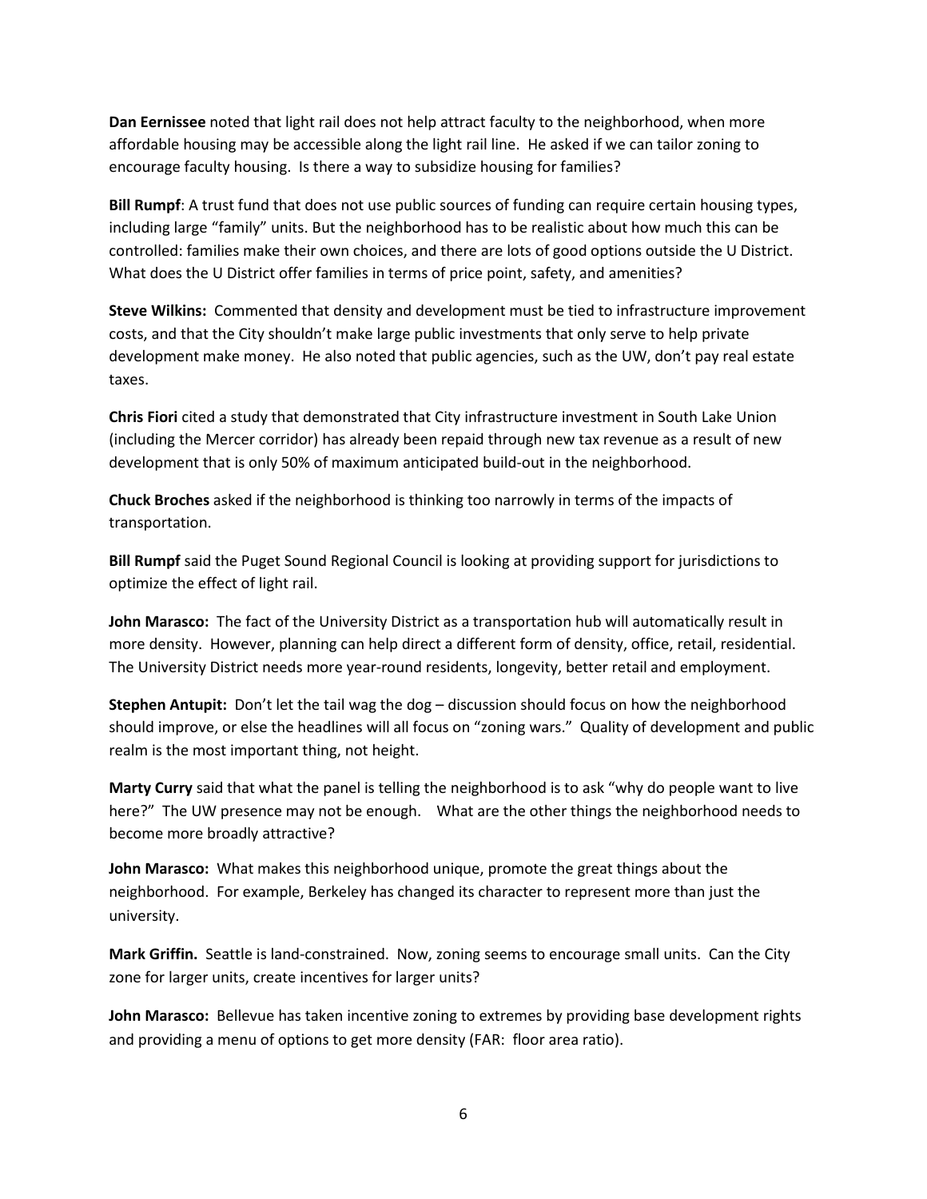**Dan Eernissee** noted that light rail does not help attract faculty to the neighborhood, when more affordable housing may be accessible along the light rail line. He asked if we can tailor zoning to encourage faculty housing. Is there a way to subsidize housing for families?

**Bill Rumpf**: A trust fund that does not use public sources of funding can require certain housing types, including large "family" units. But the neighborhood has to be realistic about how much this can be controlled: families make their own choices, and there are lots of good options outside the U District. What does the U District offer families in terms of price point, safety, and amenities?

**Steve Wilkins:** Commented that density and development must be tied to infrastructure improvement costs, and that the City shouldn't make large public investments that only serve to help private development make money. He also noted that public agencies, such as the UW, don't pay real estate taxes.

**Chris Fiori** cited a study that demonstrated that City infrastructure investment in South Lake Union (including the Mercer corridor) has already been repaid through new tax revenue as a result of new development that is only 50% of maximum anticipated build-out in the neighborhood.

**Chuck Broches** asked if the neighborhood is thinking too narrowly in terms of the impacts of transportation.

**Bill Rumpf** said the Puget Sound Regional Council is looking at providing support for jurisdictions to optimize the effect of light rail.

**John Marasco:** The fact of the University District as a transportation hub will automatically result in more density. However, planning can help direct a different form of density, office, retail, residential. The University District needs more year-round residents, longevity, better retail and employment.

**Stephen Antupit:** Don't let the tail wag the dog – discussion should focus on how the neighborhood should improve, or else the headlines will all focus on "zoning wars." Quality of development and public realm is the most important thing, not height.

**Marty Curry** said that what the panel is telling the neighborhood is to ask "why do people want to live here?" The UW presence may not be enough. What are the other things the neighborhood needs to become more broadly attractive?

**John Marasco:** What makes this neighborhood unique, promote the great things about the neighborhood. For example, Berkeley has changed its character to represent more than just the university.

**Mark Griffin.** Seattle is land-constrained. Now, zoning seems to encourage small units. Can the City zone for larger units, create incentives for larger units?

**John Marasco:** Bellevue has taken incentive zoning to extremes by providing base development rights and providing a menu of options to get more density (FAR: floor area ratio).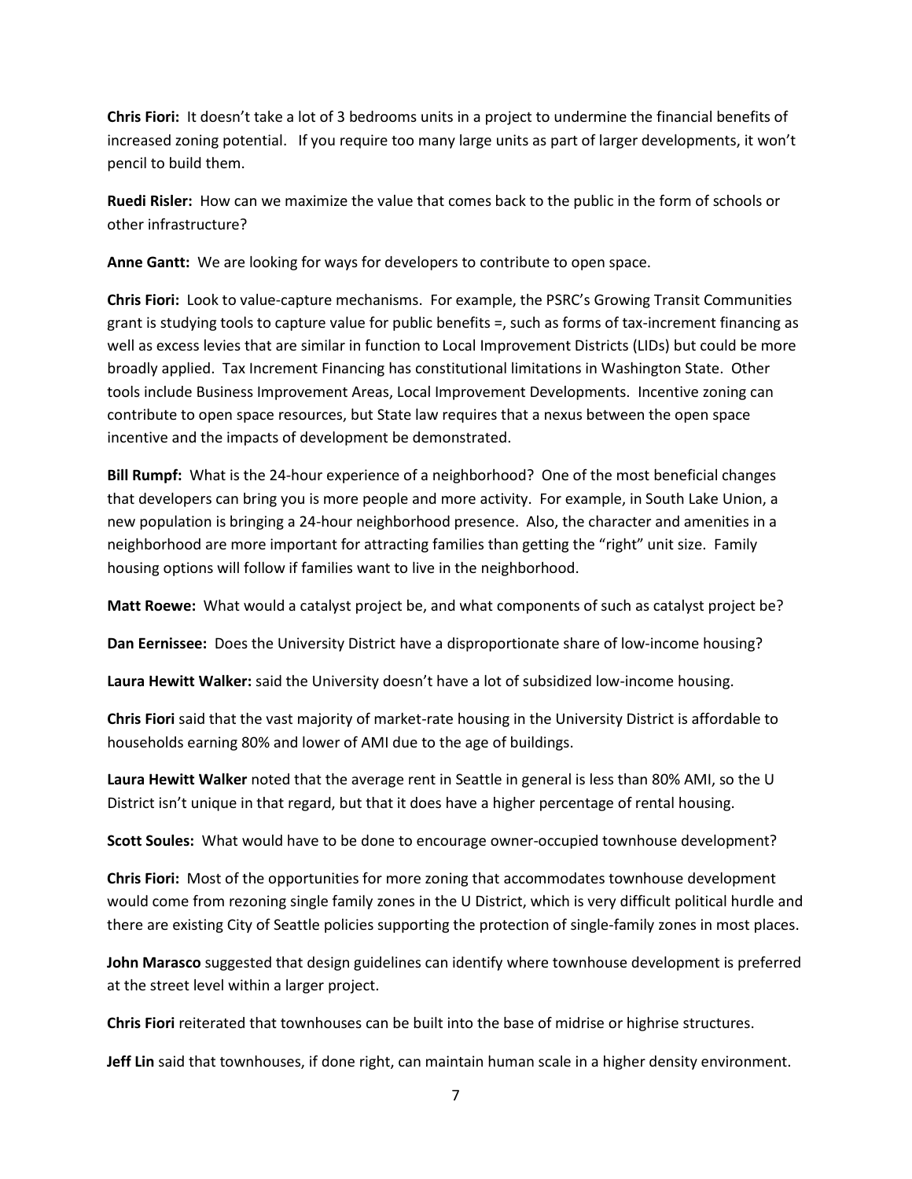**Chris Fiori:** It doesn't take a lot of 3 bedrooms units in a project to undermine the financial benefits of increased zoning potential. If you require too many large units as part of larger developments, it won't pencil to build them.

**Ruedi Risler:** How can we maximize the value that comes back to the public in the form of schools or other infrastructure?

**Anne Gantt:** We are looking for ways for developers to contribute to open space.

**Chris Fiori:** Look to value-capture mechanisms. For example, the PSRC's Growing Transit Communities grant is studying tools to capture value for public benefits =, such as forms of tax-increment financing as well as excess levies that are similar in function to Local Improvement Districts (LIDs) but could be more broadly applied. Tax Increment Financing has constitutional limitations in Washington State. Other tools include Business Improvement Areas, Local Improvement Developments. Incentive zoning can contribute to open space resources, but State law requires that a nexus between the open space incentive and the impacts of development be demonstrated.

**Bill Rumpf:** What is the 24-hour experience of a neighborhood? One of the most beneficial changes that developers can bring you is more people and more activity. For example, in South Lake Union, a new population is bringing a 24-hour neighborhood presence. Also, the character and amenities in a neighborhood are more important for attracting families than getting the "right" unit size. Family housing options will follow if families want to live in the neighborhood.

**Matt Roewe:** What would a catalyst project be, and what components of such as catalyst project be?

**Dan Eernissee:** Does the University District have a disproportionate share of low-income housing?

**Laura Hewitt Walker:** said the University doesn't have a lot of subsidized low-income housing.

**Chris Fiori** said that the vast majority of market-rate housing in the University District is affordable to households earning 80% and lower of AMI due to the age of buildings.

**Laura Hewitt Walker** noted that the average rent in Seattle in general is less than 80% AMI, so the U District isn't unique in that regard, but that it does have a higher percentage of rental housing.

**Scott Soules:** What would have to be done to encourage owner-occupied townhouse development?

**Chris Fiori:** Most of the opportunities for more zoning that accommodates townhouse development would come from rezoning single family zones in the U District, which is very difficult political hurdle and there are existing City of Seattle policies supporting the protection of single-family zones in most places.

**John Marasco** suggested that design guidelines can identify where townhouse development is preferred at the street level within a larger project.

**Chris Fiori** reiterated that townhouses can be built into the base of midrise or highrise structures.

**Jeff Lin** said that townhouses, if done right, can maintain human scale in a higher density environment.